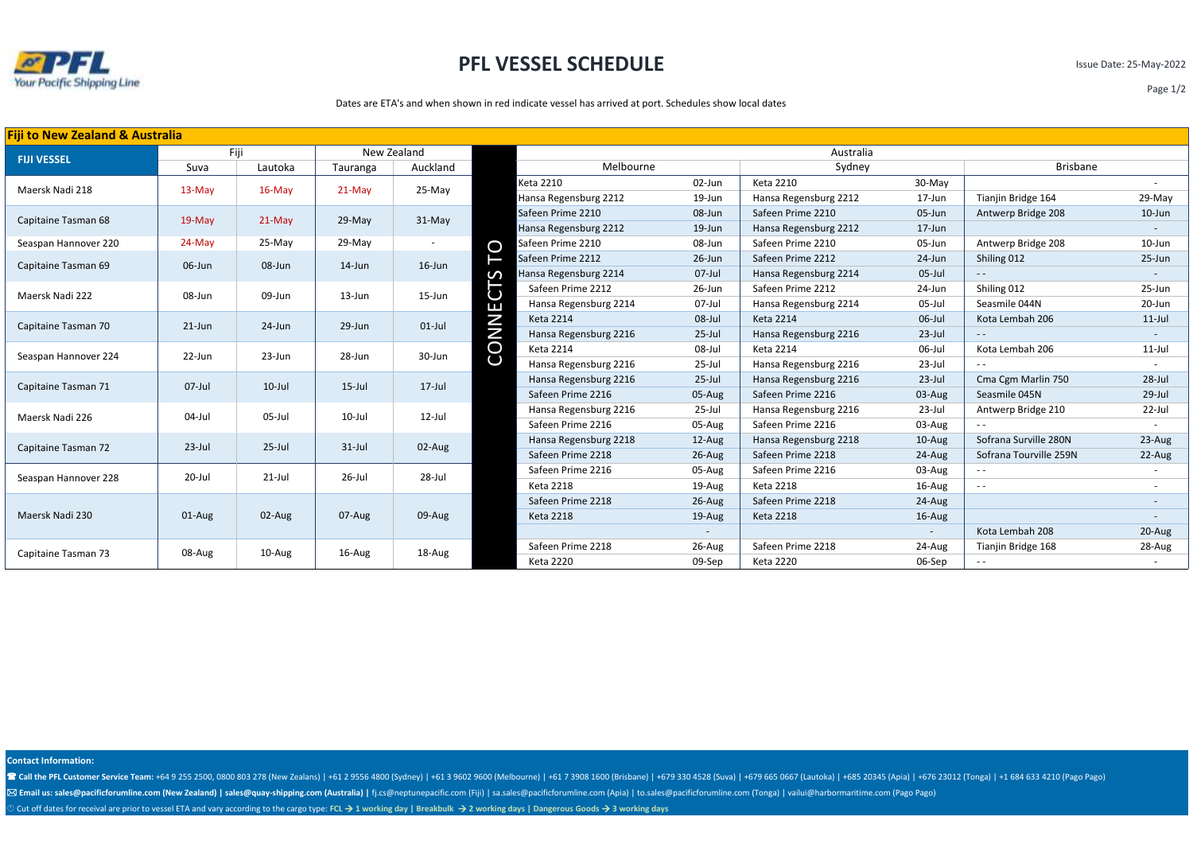# PFL VESSEL SCHEDULE

Issue Date: 25-May-2022

Dates are ETA's and when shown in red indicate vessel has arrived at port. Schedules show local dates

## Fiji to New Zealand & Australia

| FIJI VESSEL | Fiji | | New Zealand | | | Australia | | | | | |
|---|---|---|---|---|---|---|---|---|---|---|---|
| | Suva | Lautoka | Tauranga | Auckland | | Melbourne | | Sydney | | Brisbane | |
| Maersk Nadi 218 | 13-May | 16-May | 21-May | 25-May | CONNECTS TO | Keta 2210 | 02-Jun | Keta 2210 | 30-May | | - |
| | | | | | | Hansa Regensburg 2212 | 19-Jun | Hansa Regensburg 2212 | 17-Jun | Tianjin Bridge 164 | 29-May |
| Capitaine Tasman 68 | 19-May | 21-May | 29-May | 31-May | | Safeen Prime 2210 | 08-Jun | Safeen Prime 2210 | 05-Jun | Antwerp Bridge 208 | 10-Jun |
| | | | | | | Hansa Regensburg 2212 | 19-Jun | Hansa Regensburg 2212 | 17-Jun | | - |
| Seaspan Hannover 220 | 24-May | 25-May | 29-May | - | | Safeen Prime 2210 | 08-Jun | Safeen Prime 2210 | 05-Jun | Antwerp Bridge 208 | 10-Jun |
| Capitaine Tasman 69 | 06-Jun | 08-Jun | 14-Jun | 16-Jun | | Safeen Prime 2212 | 26-Jun | Safeen Prime 2212 | 24-Jun | Shiling 012 | 25-Jun |
| | | | | | | Hansa Regensburg 2214 | 07-Jul | Hansa Regensburg 2214 | 05-Jul | - - | - |
| Maersk Nadi 222 | 08-Jun | 09-Jun | 13-Jun | 15-Jun | | Safeen Prime 2212 | 26-Jun | Safeen Prime 2212 | 24-Jun | Shiling 012 | 25-Jun |
| | | | | | | Hansa Regensburg 2214 | 07-Jul | Hansa Regensburg 2214 | 05-Jul | Seasmile 044N | 20-Jun |
| Capitaine Tasman 70 | 21-Jun | 24-Jun | 29-Jun | 01-Jul | | Keta 2214 | 08-Jul | Keta 2214 | 06-Jul | Kota Lembah 206 | 11-Jul |
| | | | | | | Hansa Regensburg 2216 | 25-Jul | Hansa Regensburg 2216 | 23-Jul | - - | - |
| Seaspan Hannover 224 | 22-Jun | 23-Jun | 28-Jun | 30-Jun | | Keta 2214 | 08-Jul | Keta 2214 | 06-Jul | Kota Lembah 206 | 11-Jul |
| | | | | | | Hansa Regensburg 2216 | 25-Jul | Hansa Regensburg 2216 | 23-Jul | - - | - |
| Capitaine Tasman 71 | 07-Jul | 10-Jul | 15-Jul | 17-Jul | | Hansa Regensburg 2216 | 25-Jul | Hansa Regensburg 2216 | 23-Jul | Cma Cgm Marlin 750 | 28-Jul |
| | | | | | | Safeen Prime 2216 | 05-Aug | Safeen Prime 2216 | 03-Aug | Seasmile 045N | 29-Jul |
| Maersk Nadi 226 | 04-Jul | 05-Jul | 10-Jul | 12-Jul | | Hansa Regensburg 2216 | 25-Jul | Hansa Regensburg 2216 | 23-Jul | Antwerp Bridge 210 | 22-Jul |
| | | | | | | Safeen Prime 2216 | 05-Aug | Safeen Prime 2216 | 03-Aug | - - | - |
| Capitaine Tasman 72 | 23-Jul | 25-Jul | 31-Jul | 02-Aug | | Hansa Regensburg 2218 | 12-Aug | Hansa Regensburg 2218 | 10-Aug | Sofrana Surville 280N | 23-Aug |
| | | | | | | Safeen Prime 2218 | 26-Aug | Safeen Prime 2218 | 24-Aug | Sofrana Tourville 259N | 22-Aug |
| Seaspan Hannover 228 | 20-Jul | 21-Jul | 26-Jul | 28-Jul | | Safeen Prime 2216 | 05-Aug | Safeen Prime 2216 | 03-Aug | - - | - |
| | | | | | | Keta 2218 | 19-Aug | Keta 2218 | 16-Aug | - - | - |
| Maersk Nadi 230 | 01-Aug | 02-Aug | 07-Aug | 09-Aug | | Safeen Prime 2218 | 26-Aug | Safeen Prime 2218 | 24-Aug | | - |
| | | | | | | Keta 2218 | 19-Aug | Keta 2218 | 16-Aug | | - |
| | | | | | | | - | | - | Kota Lembah 208 | 20-Aug |
| Capitaine Tasman 73 | 08-Aug | 10-Aug | 16-Aug | 18-Aug | | Safeen Prime 2218 | 26-Aug | Safeen Prime 2218 | 24-Aug | Tianjin Bridge 168 | 28-Aug |
| | | | | | | Keta 2220 | 09-Sep | Keta 2220 | 06-Sep | - - | - |

**Contact Information:**

☎ **Call the PFL Customer Service Team:** +64 9 255 2500, 0800 803 278 (New Zealans) | +61 2 9556 4800 (Sydney) | +61 3 9602 9600 (Melbourne) | +61 7 3908 1600 (Brisbane) | +679 330 4528 (Suva) | +679 665 0667 (Lautoka) | +685 20345 (Apia) | +676 23012 (Tonga) | +1 684 633 4210 (Pago Pago)

✉ **Email us: sales@pacificforumline.com (New Zealand) | sales@quay-shipping.com (Australia) |** fj.cs@neptunepacific.com (Fiji) | sa.sales@pacificforumline.com (Apia) | to.sales@pacificforumline.com (Tonga) | vailui@harbormaritime.com (Pago Pago)

Cut off dates for receival are prior to vessel ETA and vary according to the cargo type: **FCL → 1 working day | Breakbulk → 2 working days | Dangerous Goods → 3 working days**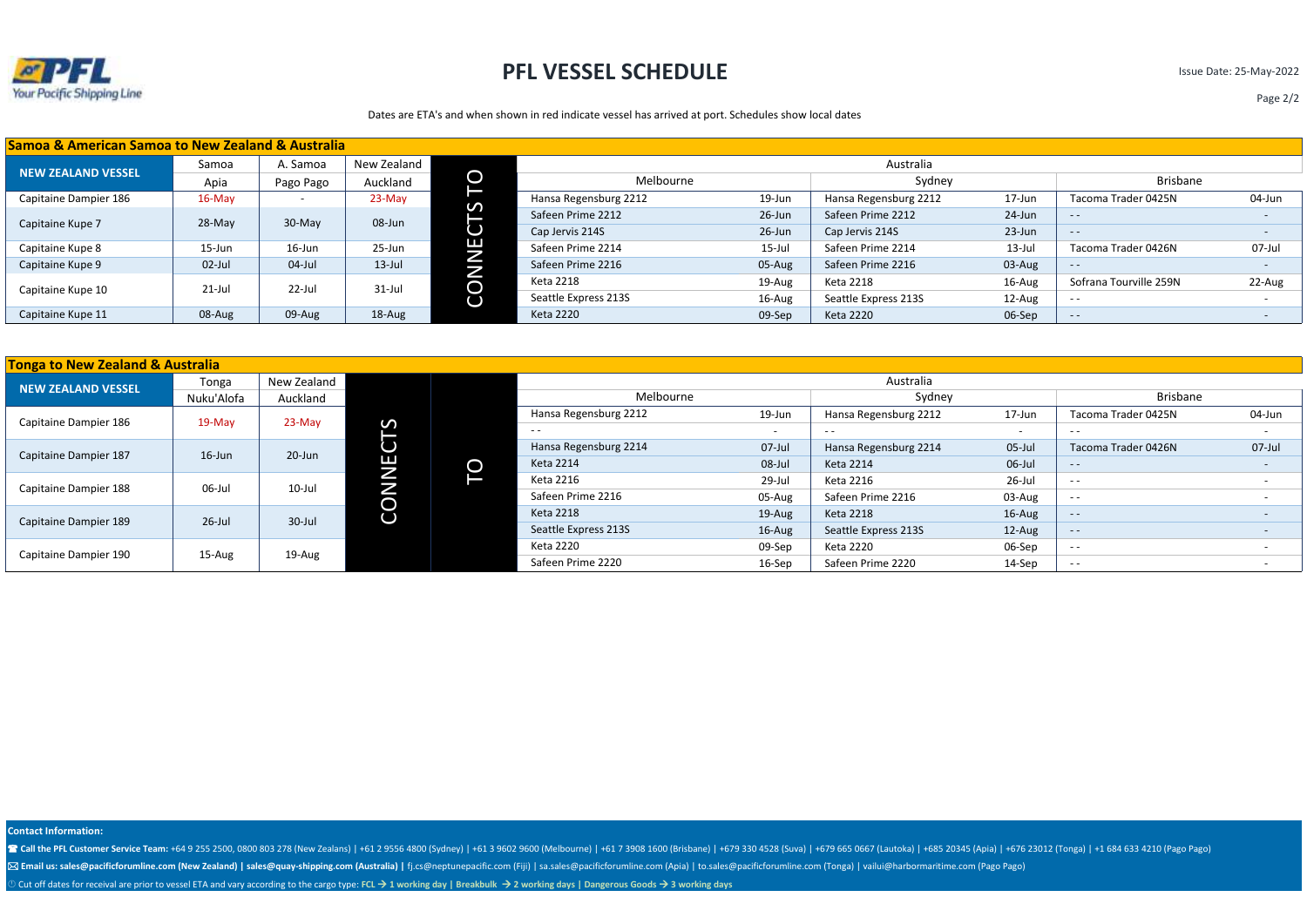# PFL VESSEL SCHEDULE

Issue Date: 25-May-2022

Dates are ETA's and when shown in red indicate vessel has arrived at port. Schedules show local dates

## Samoa & American Samoa to New Zealand & Australia

| NEW ZEALAND VESSEL | Samoa | A. Samoa | New Zealand | CONNECTS TO | Australia | | | | | |
|---|---|---|---|---|---|---|---|---|---|---|
| | Apia | Pago Pago | Auckland | | Melbourne | | Sydney | | Brisbane | |
| Capitaine Dampier 186 | 16-May | - | 23-May | | Hansa Regensburg 2212 | 19-Jun | Hansa Regensburg 2212 | 17-Jun | Tacoma Trader 0425N | 04-Jun |
| Capitaine Kupe 7 | 28-May | 30-May | 08-Jun | | Safeen Prime 2212 | 26-Jun | Safeen Prime 2212 | 24-Jun | - - | - |
| | | | | | Cap Jervis 214S | 26-Jun | Cap Jervis 214S | 23-Jun | - - | - |
| Capitaine Kupe 8 | 15-Jun | 16-Jun | 25-Jun | | Safeen Prime 2214 | 15-Jul | Safeen Prime 2214 | 13-Jul | Tacoma Trader 0426N | 07-Jul |
| Capitaine Kupe 9 | 02-Jul | 04-Jul | 13-Jul | | Safeen Prime 2216 | 05-Aug | Safeen Prime 2216 | 03-Aug | - - | - |
| Capitaine Kupe 10 | 21-Jul | 22-Jul | 31-Jul | | Keta 2218 | 19-Aug | Keta 2218 | 16-Aug | Sofrana Tourville 259N | 22-Aug |
| | | | | | Seattle Express 213S | 16-Aug | Seattle Express 213S | 12-Aug | - - | - |
| Capitaine Kupe 11 | 08-Aug | 09-Aug | 18-Aug | | Keta 2220 | 09-Sep | Keta 2220 | 06-Sep | - - | - |

## Tonga to New Zealand & Australia

| NEW ZEALAND VESSEL | Tonga | New Zealand | CONNECTS | TO | Australia | | | | | |
|---|---|---|---|---|---|---|---|---|---|---|
| | Nuku'Alofa | Auckland | | | Melbourne | | Sydney | | Brisbane | |
| Capitaine Dampier 186 | 19-May | 23-May | | | Hansa Regensburg 2212 | 19-Jun | Hansa Regensburg 2212 | 17-Jun | Tacoma Trader 0425N | 04-Jun |
| | | | | | - - | - | - - | - | - - | - |
| Capitaine Dampier 187 | 16-Jun | 20-Jun | | | Hansa Regensburg 2214 | 07-Jul | Hansa Regensburg 2214 | 05-Jul | Tacoma Trader 0426N | 07-Jul |
| | | | | | Keta 2214 | 08-Jul | Keta 2214 | 06-Jul | - - | - |
| Capitaine Dampier 188 | 06-Jul | 10-Jul | | | Keta 2216 | 29-Jul | Keta 2216 | 26-Jul | - - | - |
| | | | | | Safeen Prime 2216 | 05-Aug | Safeen Prime 2216 | 03-Aug | - - | - |
| Capitaine Dampier 189 | 26-Jul | 30-Jul | | | Keta 2218 | 19-Aug | Keta 2218 | 16-Aug | - - | - |
| | | | | | Seattle Express 213S | 16-Aug | Seattle Express 213S | 12-Aug | - - | - |
| Capitaine Dampier 190 | 15-Aug | 19-Aug | | | Keta 2220 | 09-Sep | Keta 2220 | 06-Sep | - - | - |
| | | | | | Safeen Prime 2220 | 16-Sep | Safeen Prime 2220 | 14-Sep | - - | - |

**Contact Information:**

**Call the PFL Customer Service Team:** +64 9 255 2500, 0800 803 278 (New Zealand) | +61 2 9556 4800 (Sydney) | +61 3 9602 9600 (Melbourne) | +61 7 3908 1600 (Brisbane) | +679 330 4528 (Suva) | +679 665 0667 (Lautoka) | +685 20345 (Apia) | +676 23012 (Tonga) | +1 684 633 4210 (Pago Pago)

**Email us: sales@pacificforumline.com (New Zealand) | sales@quay-shipping.com (Australia) |** fj.cs@neptunepacific.com (Fiji) | sa.sales@pacificforumline.com (Apia) | to.sales@pacificforumline.com (Tonga) | vailui@harbormaritime.com (Pago Pago)

Cut off dates for receival are prior to vessel ETA and vary according to the cargo type: **FCL → 1 working day | Breakbulk → 2 working days | Dangerous Goods → 3 working days**